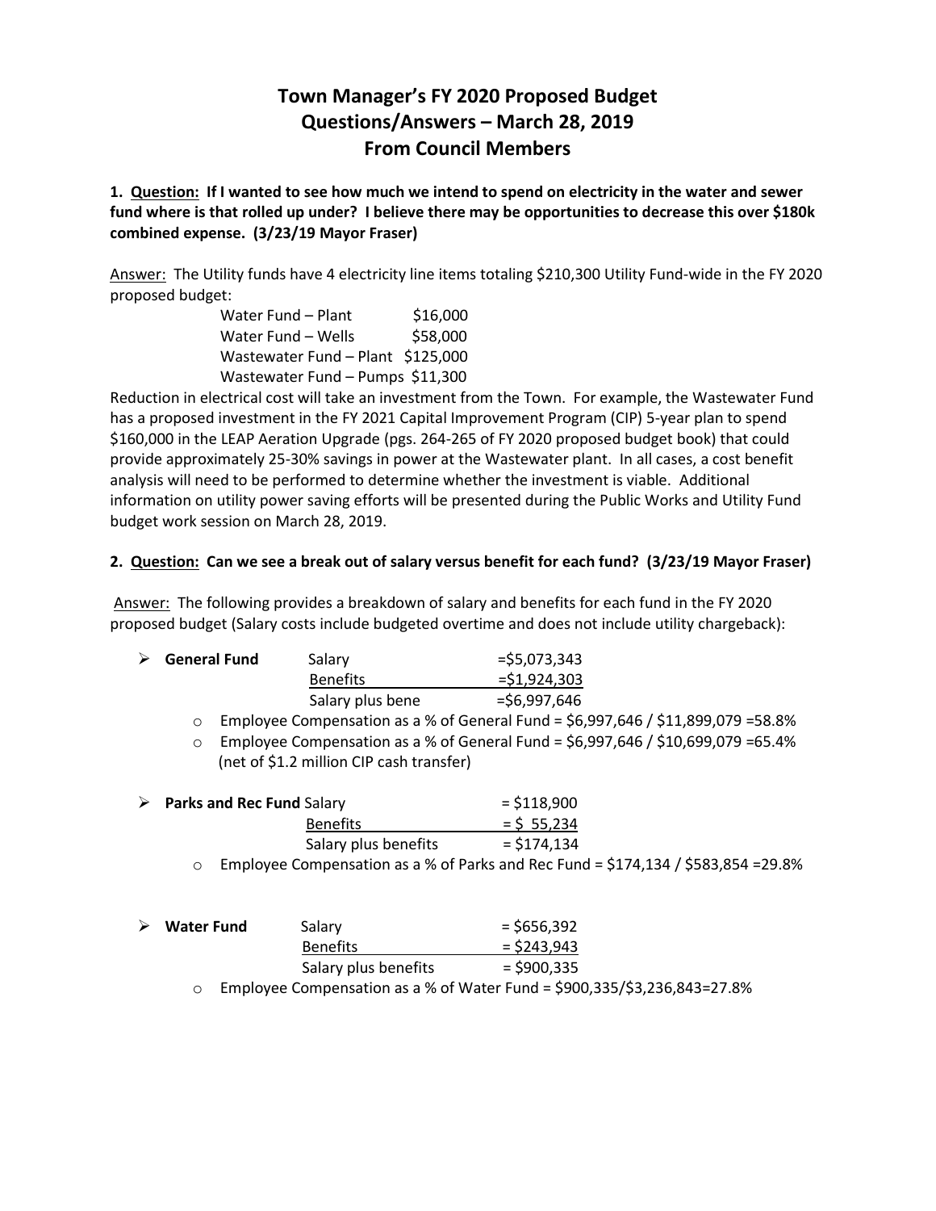# Town Manager's FY 2020 Proposed Budget
# Questions/Answers – March 28, 2019
# From Council Members

**1. Question: If I wanted to see how much we intend to spend on electricity in the water and sewer fund where is that rolled up under? I believe there may be opportunities to decrease this over $180k combined expense. (3/23/19 Mayor Fraser)**

Answer: The Utility funds have 4 electricity line items totaling $210,300 Utility Fund-wide in the FY 2020 proposed budget:

| | |
|---|---|
| Water Fund – Plant | $16,000 |
| Water Fund – Wells | $58,000 |
| Wastewater Fund – Plant | $125,000 |
| Wastewater Fund – Pumps | $11,300 |

Reduction in electrical cost will take an investment from the Town. For example, the Wastewater Fund has a proposed investment in the FY 2021 Capital Improvement Program (CIP) 5-year plan to spend $160,000 in the LEAP Aeration Upgrade (pgs. 264-265 of FY 2020 proposed budget book) that could provide approximately 25-30% savings in power at the Wastewater plant. In all cases, a cost benefit analysis will need to be performed to determine whether the investment is viable. Additional information on utility power saving efforts will be presented during the Public Works and Utility Fund budget work session on March 28, 2019.

**2. Question: Can we see a break out of salary versus benefit for each fund? (3/23/19 Mayor Fraser)**

Answer: The following provides a breakdown of salary and benefits for each fund in the FY 2020 proposed budget (Salary costs include budgeted overtime and does not include utility chargeback):

- **General Fund**

| | |
|---|---|
| Salary | =$5,073,343 |
| Benefits | =$1,924,303 |
| Salary plus bene | =$6,997,646 |

  - Employee Compensation as a % of General Fund = $6,997,646 / $11,899,079 =58.8%
  - Employee Compensation as a % of General Fund = $6,997,646 / $10,699,079 =65.4% (net of $1.2 million CIP cash transfer)

- **Parks and Rec Fund**

| | |
|---|---|
| Salary | = $118,900 |
| Benefits | = $ 55,234 |
| Salary plus benefits | = $174,134 |

  - Employee Compensation as a % of Parks and Rec Fund = $174,134 / $583,854 =29.8%

- **Water Fund**

| | |
|---|---|
| Salary | = $656,392 |
| Benefits | = $243,943 |
| Salary plus benefits | = $900,335 |

  - Employee Compensation as a % of Water Fund = $900,335/$3,236,843=27.8%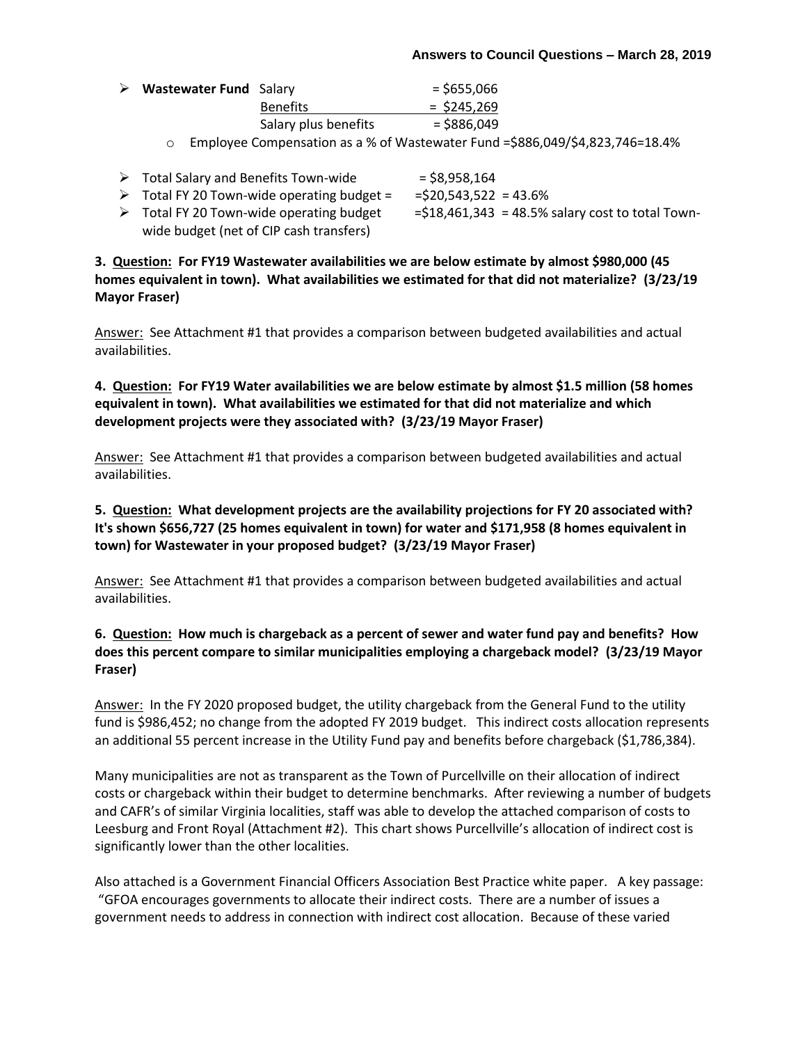- **Wastewater Fund** Salary = \$655,066
  Benefits = \$245,269
  Salary plus benefits = \$886,049
    - Employee Compensation as a % of Wastewater Fund =\$886,049/\$4,823,746=18.4%

- Total Salary and Benefits Town-wide = \$8,958,164
- Total FY 20 Town-wide operating budget = =\$20,543,522 = 43.6%
- Total FY 20 Town-wide operating budget wide budget (net of CIP cash transfers) =\$18,461,343 = 48.5% salary cost to total Town-

**3. <u>Question:</u> For FY19 Wastewater availabilities we are below estimate by almost \$980,000 (45 homes equivalent in town). What availabilities we estimated for that did not materialize? (3/23/19 Mayor Fraser)**

<u>Answer:</u> See Attachment #1 that provides a comparison between budgeted availabilities and actual availabilities.

**4. <u>Question:</u> For FY19 Water availabilities we are below estimate by almost \$1.5 million (58 homes equivalent in town). What availabilities we estimated for that did not materialize and which development projects were they associated with? (3/23/19 Mayor Fraser)**

<u>Answer:</u> See Attachment #1 that provides a comparison between budgeted availabilities and actual availabilities.

**5. <u>Question:</u> What development projects are the availability projections for FY 20 associated with? It's shown \$656,727 (25 homes equivalent in town) for water and \$171,958 (8 homes equivalent in town) for Wastewater in your proposed budget? (3/23/19 Mayor Fraser)**

<u>Answer:</u> See Attachment #1 that provides a comparison between budgeted availabilities and actual availabilities.

**6. <u>Question:</u> How much is chargeback as a percent of sewer and water fund pay and benefits? How does this percent compare to similar municipalities employing a chargeback model? (3/23/19 Mayor Fraser)**

<u>Answer:</u> In the FY 2020 proposed budget, the utility chargeback from the General Fund to the utility fund is \$986,452; no change from the adopted FY 2019 budget. This indirect costs allocation represents an additional 55 percent increase in the Utility Fund pay and benefits before chargeback (\$1,786,384).

Many municipalities are not as transparent as the Town of Purcellville on their allocation of indirect costs or chargeback within their budget to determine benchmarks. After reviewing a number of budgets and CAFR's of similar Virginia localities, staff was able to develop the attached comparison of costs to Leesburg and Front Royal (Attachment #2). This chart shows Purcellville's allocation of indirect cost is significantly lower than the other localities.

Also attached is a Government Financial Officers Association Best Practice white paper. A key passage: "GFOA encourages governments to allocate their indirect costs. There are a number of issues a government needs to address in connection with indirect cost allocation. Because of these varied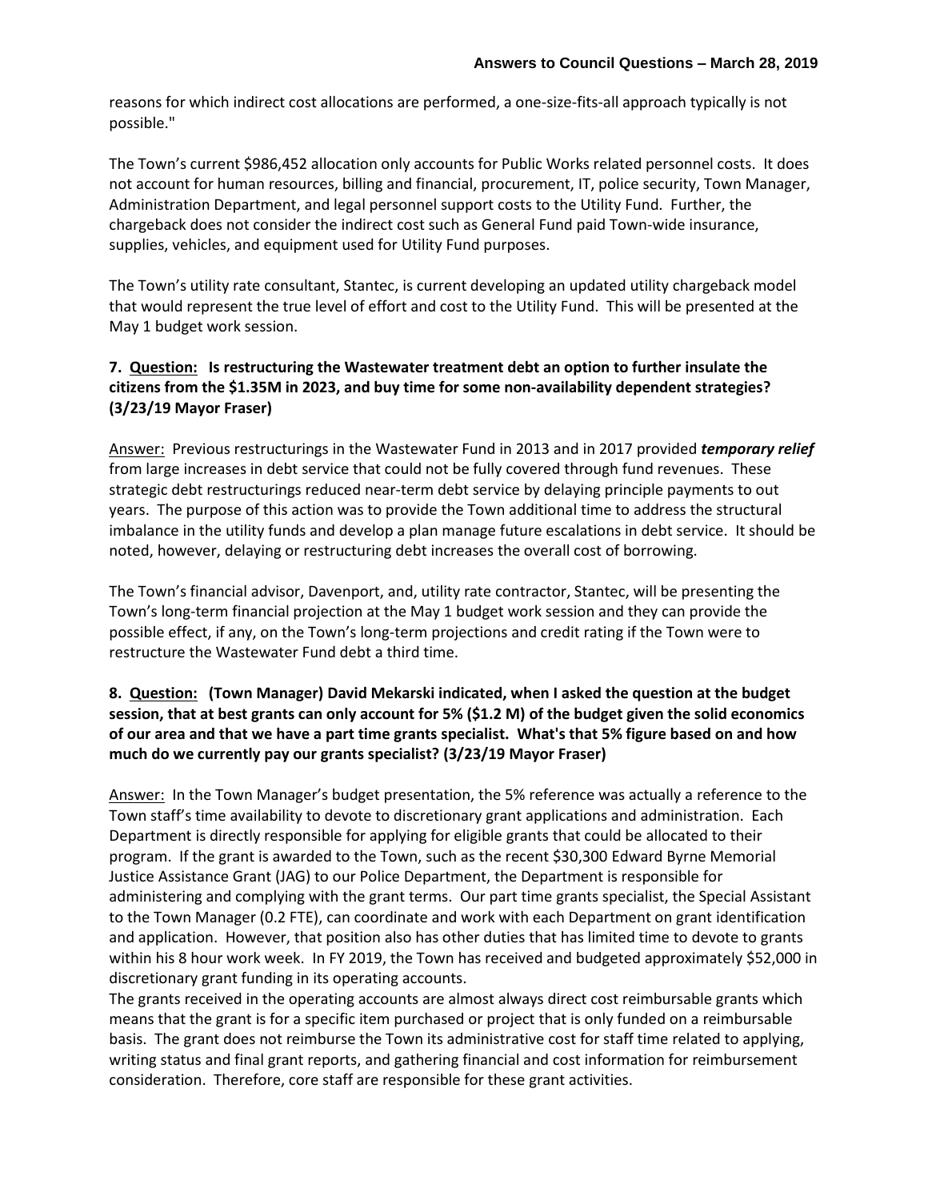reasons for which indirect cost allocations are performed, a one-size-fits-all approach typically is not possible."

The Town's current $986,452 allocation only accounts for Public Works related personnel costs. It does not account for human resources, billing and financial, procurement, IT, police security, Town Manager, Administration Department, and legal personnel support costs to the Utility Fund. Further, the chargeback does not consider the indirect cost such as General Fund paid Town-wide insurance, supplies, vehicles, and equipment used for Utility Fund purposes.

The Town's utility rate consultant, Stantec, is current developing an updated utility chargeback model that would represent the true level of effort and cost to the Utility Fund. This will be presented at the May 1 budget work session.

**7. <u>Question:</u> Is restructuring the Wastewater treatment debt an option to further insulate the citizens from the $1.35M in 2023, and buy time for some non-availability dependent strategies? (3/23/19 Mayor Fraser)**

<u>Answer:</u> Previous restructurings in the Wastewater Fund in 2013 and in 2017 provided ***temporary relief*** from large increases in debt service that could not be fully covered through fund revenues. These strategic debt restructurings reduced near-term debt service by delaying principle payments to out years. The purpose of this action was to provide the Town additional time to address the structural imbalance in the utility funds and develop a plan manage future escalations in debt service. It should be noted, however, delaying or restructuring debt increases the overall cost of borrowing.

The Town's financial advisor, Davenport, and, utility rate contractor, Stantec, will be presenting the Town's long-term financial projection at the May 1 budget work session and they can provide the possible effect, if any, on the Town's long-term projections and credit rating if the Town were to restructure the Wastewater Fund debt a third time.

**8. <u>Question:</u> (Town Manager) David Mekarski indicated, when I asked the question at the budget session, that at best grants can only account for 5% ($1.2 M) of the budget given the solid economics of our area and that we have a part time grants specialist. What's that 5% figure based on and how much do we currently pay our grants specialist? (3/23/19 Mayor Fraser)**

<u>Answer:</u> In the Town Manager's budget presentation, the 5% reference was actually a reference to the Town staff's time availability to devote to discretionary grant applications and administration. Each Department is directly responsible for applying for eligible grants that could be allocated to their program. If the grant is awarded to the Town, such as the recent $30,300 Edward Byrne Memorial Justice Assistance Grant (JAG) to our Police Department, the Department is responsible for administering and complying with the grant terms. Our part time grants specialist, the Special Assistant to the Town Manager (0.2 FTE), can coordinate and work with each Department on grant identification and application. However, that position also has other duties that has limited time to devote to grants within his 8 hour work week. In FY 2019, the Town has received and budgeted approximately $52,000 in discretionary grant funding in its operating accounts.

The grants received in the operating accounts are almost always direct cost reimbursable grants which means that the grant is for a specific item purchased or project that is only funded on a reimbursable basis. The grant does not reimburse the Town its administrative cost for staff time related to applying, writing status and final grant reports, and gathering financial and cost information for reimbursement consideration. Therefore, core staff are responsible for these grant activities.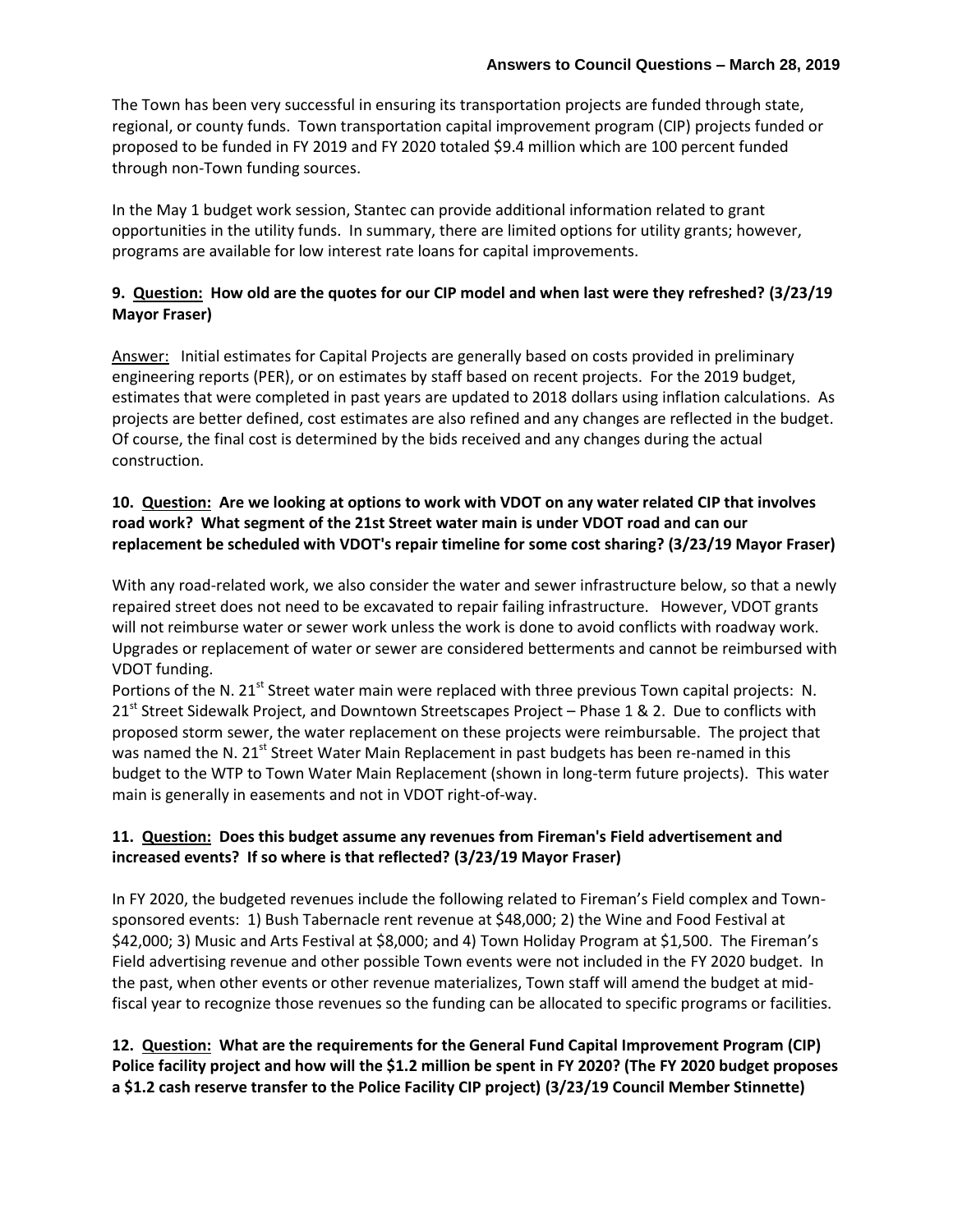The Town has been very successful in ensuring its transportation projects are funded through state, regional, or county funds. Town transportation capital improvement program (CIP) projects funded or proposed to be funded in FY 2019 and FY 2020 totaled $9.4 million which are 100 percent funded through non-Town funding sources.

In the May 1 budget work session, Stantec can provide additional information related to grant opportunities in the utility funds. In summary, there are limited options for utility grants; however, programs are available for low interest rate loans for capital improvements.

**9. Question: How old are the quotes for our CIP model and when last were they refreshed? (3/23/19 Mayor Fraser)**

Answer: Initial estimates for Capital Projects are generally based on costs provided in preliminary engineering reports (PER), or on estimates by staff based on recent projects. For the 2019 budget, estimates that were completed in past years are updated to 2018 dollars using inflation calculations. As projects are better defined, cost estimates are also refined and any changes are reflected in the budget. Of course, the final cost is determined by the bids received and any changes during the actual construction.

**10. Question: Are we looking at options to work with VDOT on any water related CIP that involves road work? What segment of the 21st Street water main is under VDOT road and can our replacement be scheduled with VDOT's repair timeline for some cost sharing? (3/23/19 Mayor Fraser)**

With any road-related work, we also consider the water and sewer infrastructure below, so that a newly repaired street does not need to be excavated to repair failing infrastructure. However, VDOT grants will not reimburse water or sewer work unless the work is done to avoid conflicts with roadway work. Upgrades or replacement of water or sewer are considered betterments and cannot be reimbursed with VDOT funding.

Portions of the N. 21st Street water main were replaced with three previous Town capital projects: N. 21st Street Sidewalk Project, and Downtown Streetscapes Project – Phase 1 & 2. Due to conflicts with proposed storm sewer, the water replacement on these projects were reimbursable. The project that was named the N. 21st Street Water Main Replacement in past budgets has been re-named in this budget to the WTP to Town Water Main Replacement (shown in long-term future projects). This water main is generally in easements and not in VDOT right-of-way.

**11. Question: Does this budget assume any revenues from Fireman's Field advertisement and increased events? If so where is that reflected? (3/23/19 Mayor Fraser)**

In FY 2020, the budgeted revenues include the following related to Fireman's Field complex and Town-sponsored events: 1) Bush Tabernacle rent revenue at $48,000; 2) the Wine and Food Festival at $42,000; 3) Music and Arts Festival at $8,000; and 4) Town Holiday Program at $1,500. The Fireman's Field advertising revenue and other possible Town events were not included in the FY 2020 budget. In the past, when other events or other revenue materializes, Town staff will amend the budget at mid-fiscal year to recognize those revenues so the funding can be allocated to specific programs or facilities.

**12. Question: What are the requirements for the General Fund Capital Improvement Program (CIP) Police facility project and how will the $1.2 million be spent in FY 2020? (The FY 2020 budget proposes a $1.2 cash reserve transfer to the Police Facility CIP project) (3/23/19 Council Member Stinnette)**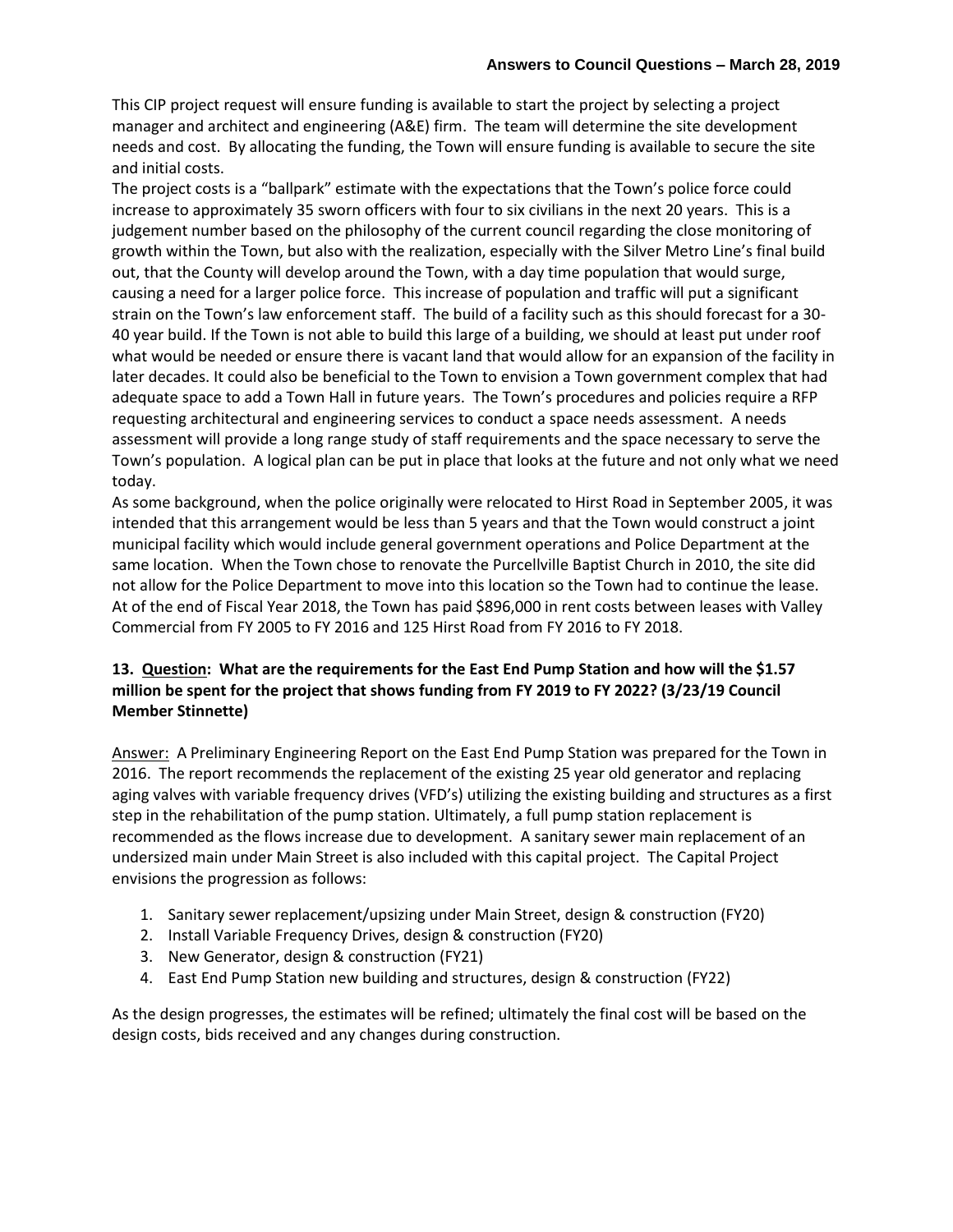This CIP project request will ensure funding is available to start the project by selecting a project manager and architect and engineering (A&E) firm. The team will determine the site development needs and cost. By allocating the funding, the Town will ensure funding is available to secure the site and initial costs.

The project costs is a "ballpark" estimate with the expectations that the Town's police force could increase to approximately 35 sworn officers with four to six civilians in the next 20 years. This is a judgement number based on the philosophy of the current council regarding the close monitoring of growth within the Town, but also with the realization, especially with the Silver Metro Line's final build out, that the County will develop around the Town, with a day time population that would surge, causing a need for a larger police force. This increase of population and traffic will put a significant strain on the Town's law enforcement staff. The build of a facility such as this should forecast for a 30-40 year build. If the Town is not able to build this large of a building, we should at least put under roof what would be needed or ensure there is vacant land that would allow for an expansion of the facility in later decades. It could also be beneficial to the Town to envision a Town government complex that had adequate space to add a Town Hall in future years. The Town's procedures and policies require a RFP requesting architectural and engineering services to conduct a space needs assessment. A needs assessment will provide a long range study of staff requirements and the space necessary to serve the Town's population. A logical plan can be put in place that looks at the future and not only what we need today.

As some background, when the police originally were relocated to Hirst Road in September 2005, it was intended that this arrangement would be less than 5 years and that the Town would construct a joint municipal facility which would include general government operations and Police Department at the same location. When the Town chose to renovate the Purcellville Baptist Church in 2010, the site did not allow for the Police Department to move into this location so the Town had to continue the lease. At of the end of Fiscal Year 2018, the Town has paid $896,000 in rent costs between leases with Valley Commercial from FY 2005 to FY 2016 and 125 Hirst Road from FY 2016 to FY 2018.

**13. <u>Question</u>: What are the requirements for the East End Pump Station and how will the $1.57 million be spent for the project that shows funding from FY 2019 to FY 2022? (3/23/19 Council Member Stinnette)**

<u>Answer</u>: A Preliminary Engineering Report on the East End Pump Station was prepared for the Town in 2016. The report recommends the replacement of the existing 25 year old generator and replacing aging valves with variable frequency drives (VFD's) utilizing the existing building and structures as a first step in the rehabilitation of the pump station. Ultimately, a full pump station replacement is recommended as the flows increase due to development. A sanitary sewer main replacement of an undersized main under Main Street is also included with this capital project. The Capital Project envisions the progression as follows:

1. Sanitary sewer replacement/upsizing under Main Street, design & construction (FY20)
2. Install Variable Frequency Drives, design & construction (FY20)
3. New Generator, design & construction (FY21)
4. East End Pump Station new building and structures, design & construction (FY22)

As the design progresses, the estimates will be refined; ultimately the final cost will be based on the design costs, bids received and any changes during construction.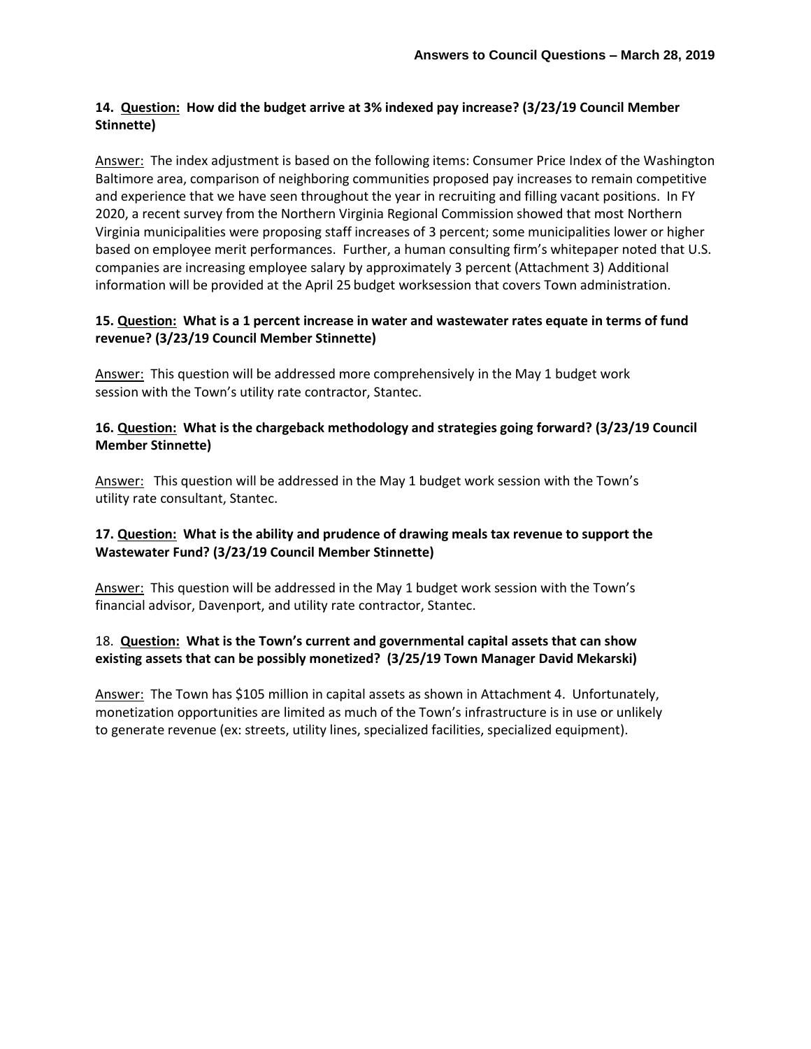**14. <u>Question:</u> How did the budget arrive at 3% indexed pay increase? (3/23/19 Council Member Stinnette)**

<u>Answer:</u> The index adjustment is based on the following items: Consumer Price Index of the Washington Baltimore area, comparison of neighboring communities proposed pay increases to remain competitive and experience that we have seen throughout the year in recruiting and filling vacant positions. In FY 2020, a recent survey from the Northern Virginia Regional Commission showed that most Northern Virginia municipalities were proposing staff increases of 3 percent; some municipalities lower or higher based on employee merit performances. Further, a human consulting firm's whitepaper noted that U.S. companies are increasing employee salary by approximately 3 percent (Attachment 3) Additional information will be provided at the April 25 budget worksession that covers Town administration.

**15. <u>Question:</u> What is a 1 percent increase in water and wastewater rates equate in terms of fund revenue? (3/23/19 Council Member Stinnette)**

<u>Answer:</u> This question will be addressed more comprehensively in the May 1 budget work session with the Town's utility rate contractor, Stantec.

**16. <u>Question:</u> What is the chargeback methodology and strategies going forward? (3/23/19 Council Member Stinnette)**

<u>Answer:</u> This question will be addressed in the May 1 budget work session with the Town's utility rate consultant, Stantec.

**17. <u>Question:</u> What is the ability and prudence of drawing meals tax revenue to support the Wastewater Fund? (3/23/19 Council Member Stinnette)**

<u>Answer:</u> This question will be addressed in the May 1 budget work session with the Town's financial advisor, Davenport, and utility rate contractor, Stantec.

18. **<u>Question:</u> What is the Town's current and governmental capital assets that can show existing assets that can be possibly monetized? (3/25/19 Town Manager David Mekarski)**

<u>Answer:</u> The Town has $105 million in capital assets as shown in Attachment 4. Unfortunately, monetization opportunities are limited as much of the Town's infrastructure is in use or unlikely to generate revenue (ex: streets, utility lines, specialized facilities, specialized equipment).